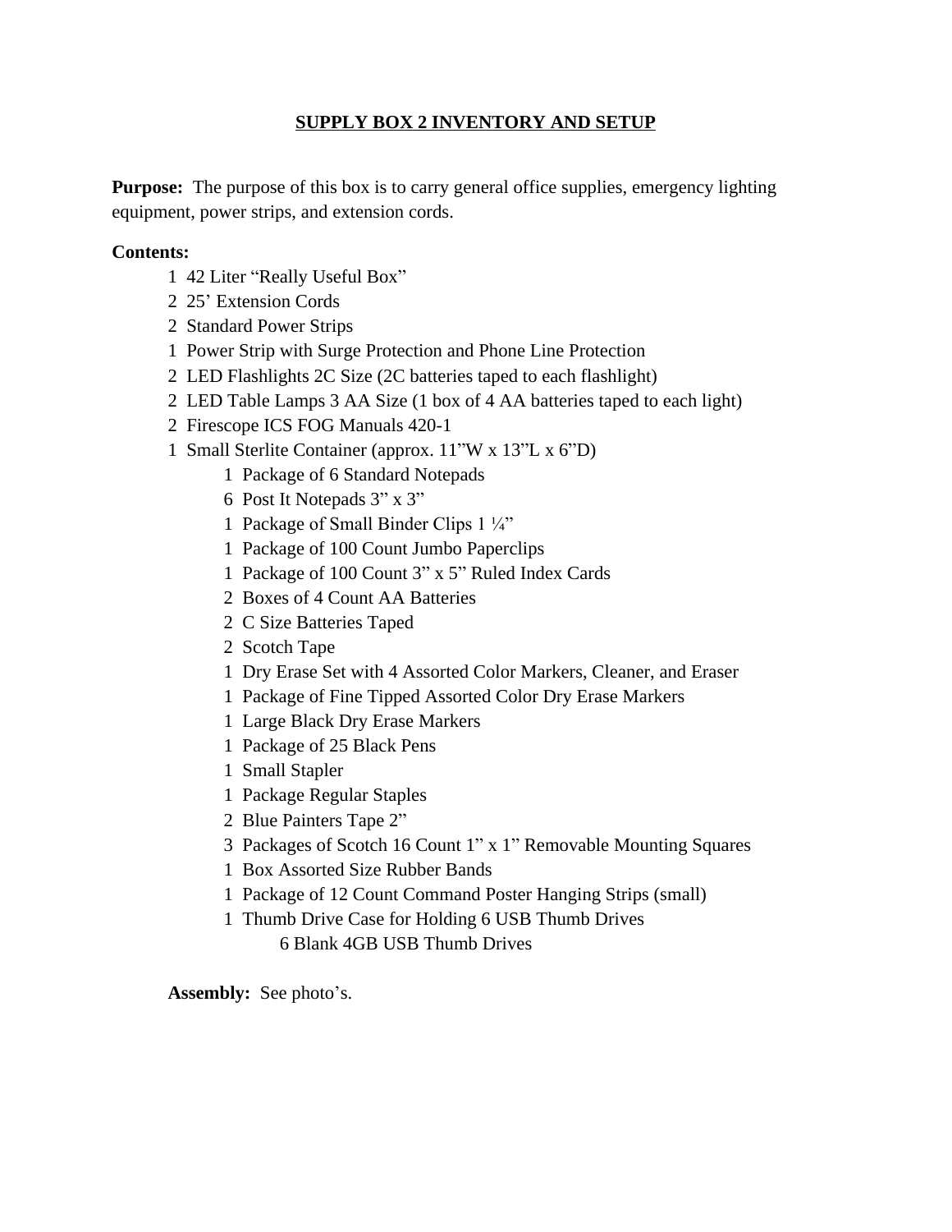## SUPPLY BOX 2 INVENTORY AND SETUP

**Purpose:** The purpose of this box is to carry general office supplies, emergency lighting equipment, power strips, and extension cords.

**Contents:**

- 1 42 Liter "Really Useful Box"
- 2 25' Extension Cords
- 2 Standard Power Strips
- 1 Power Strip with Surge Protection and Phone Line Protection
- 2 LED Flashlights 2C Size (2C batteries taped to each flashlight)
- 2 LED Table Lamps 3 AA Size (1 box of 4 AA batteries taped to each light)
- 2 Firescope ICS FOG Manuals 420-1
- 1 Small Sterlite Container (approx. 11"W x 13"L x 6"D)
  - 1 Package of 6 Standard Notepads
  - 6 Post It Notepads 3" x 3"
  - 1 Package of Small Binder Clips 1 ¼"
  - 1 Package of 100 Count Jumbo Paperclips
  - 1 Package of 100 Count 3" x 5" Ruled Index Cards
  - 2 Boxes of 4 Count AA Batteries
  - 2 C Size Batteries Taped
  - 2 Scotch Tape
  - 1 Dry Erase Set with 4 Assorted Color Markers, Cleaner, and Eraser
  - 1 Package of Fine Tipped Assorted Color Dry Erase Markers
  - 1 Large Black Dry Erase Markers
  - 1 Package of 25 Black Pens
  - 1 Small Stapler
  - 1 Package Regular Staples
  - 2 Blue Painters Tape 2"
  - 3 Packages of Scotch 16 Count 1" x 1" Removable Mounting Squares
  - 1 Box Assorted Size Rubber Bands
  - 1 Package of 12 Count Command Poster Hanging Strips (small)
  - 1 Thumb Drive Case for Holding 6 USB Thumb Drives
    - 6 Blank 4GB USB Thumb Drives

**Assembly:** See photo's.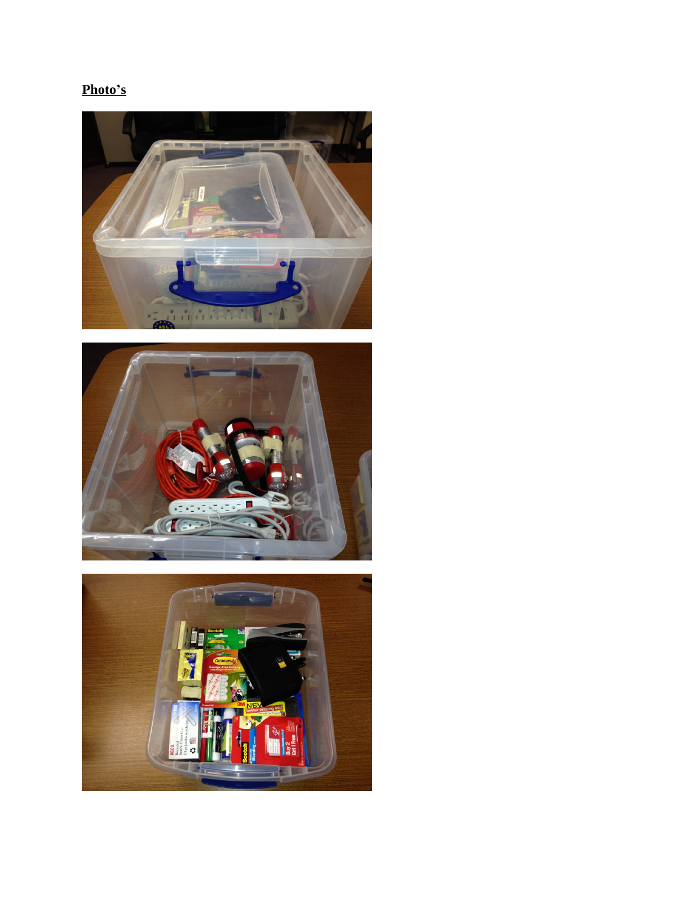**Photo’s**